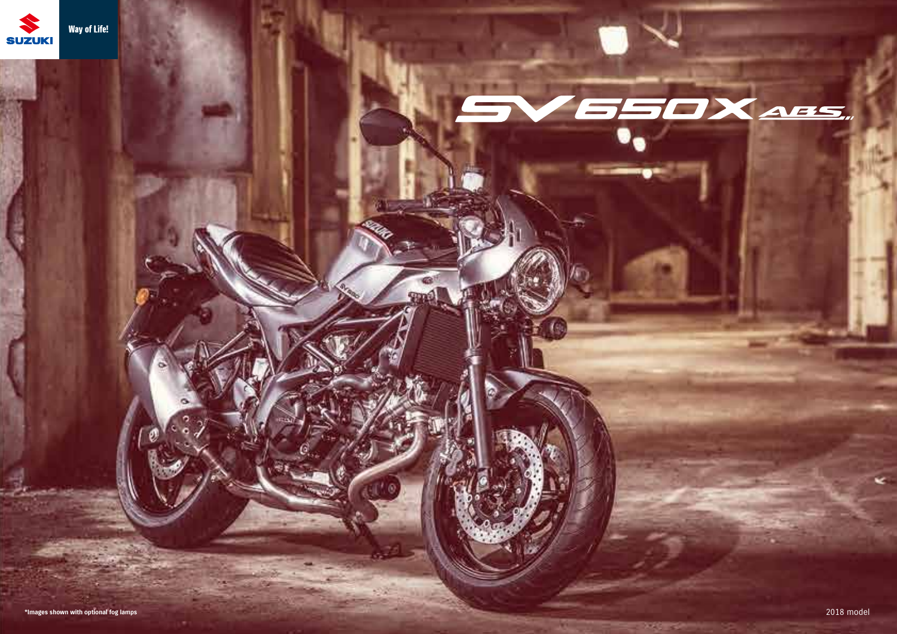SUZUKI

Way of Life!

# SV650X ABS

*Images shown with optional fog lamps

2018 model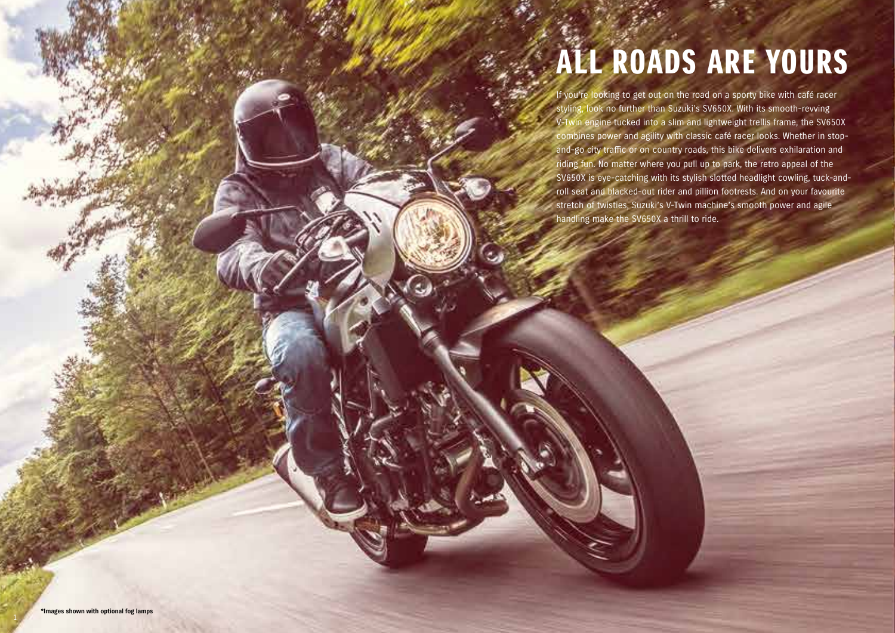# ALL ROADS ARE YOURS

If you're looking to get out on the road on a sporty bike with café racer styling, look no further than Suzuki's SV650X. With its smooth-revving V-Twin engine tucked into a slim and lightweight trellis frame, the SV650X combines power and agility with classic café racer looks. Whether in stop-and-go city traffic or on country roads, this bike delivers exhilaration and riding fun. No matter where you pull up to park, the retro appeal of the SV650X is eye-catching with its stylish slotted headlight cowling, tuck-and-roll seat and blacked-out rider and pillion footrests. And on your favourite stretch of twisties, Suzuki's V-Twin machine's smooth power and agile handling make the SV650X a thrill to ride.

**\*Images shown with optional fog lamps**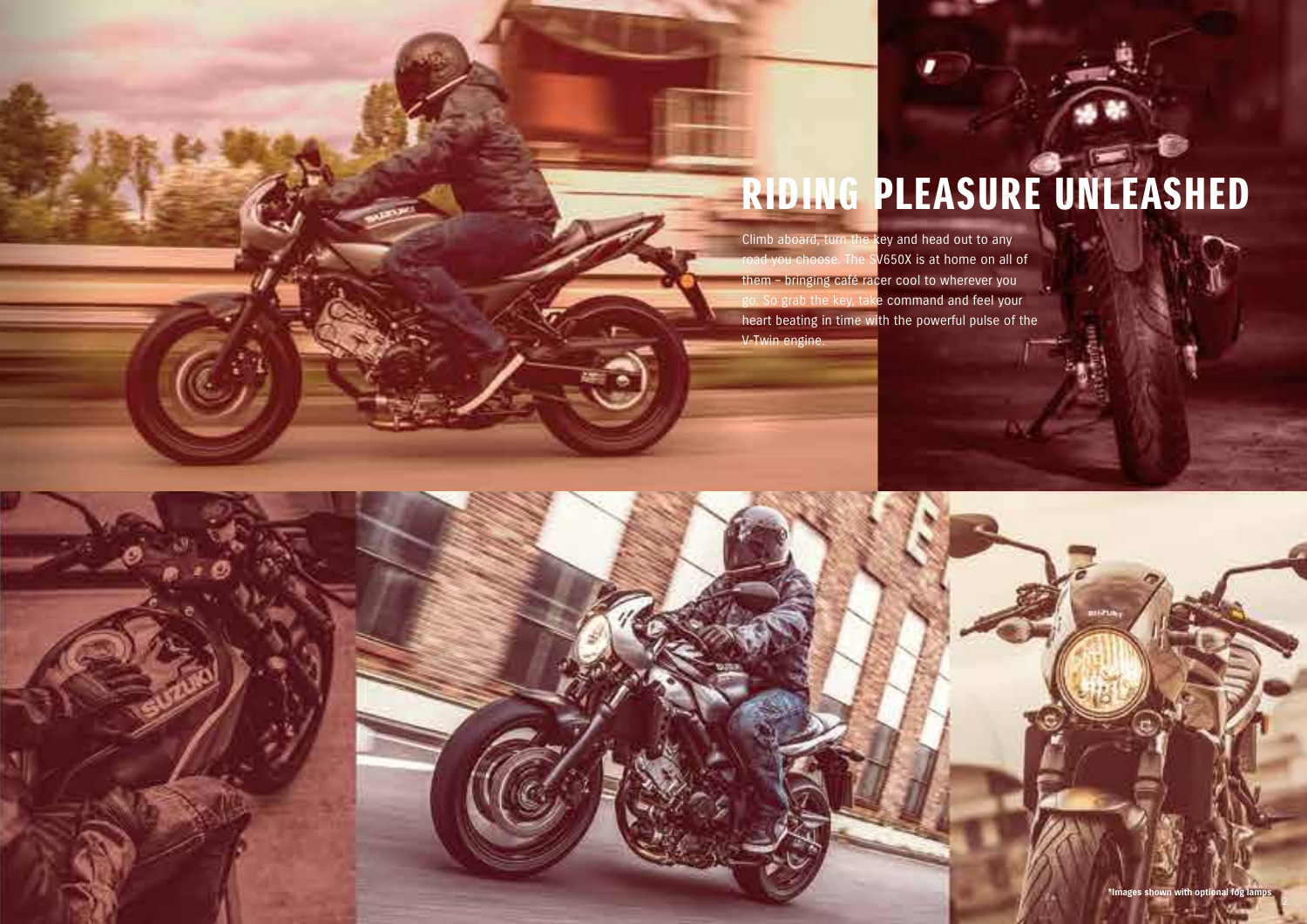# RIDING PLEASURE UNLEASHED

Climb aboard, turn the key and head out to any road you choose. The SV650X is at home on all of them – bringing café racer cool to wherever you go. So grab the key, take command and feel your heart beating in time with the powerful pulse of the V-Twin engine.

*Images shown with optional fog lamps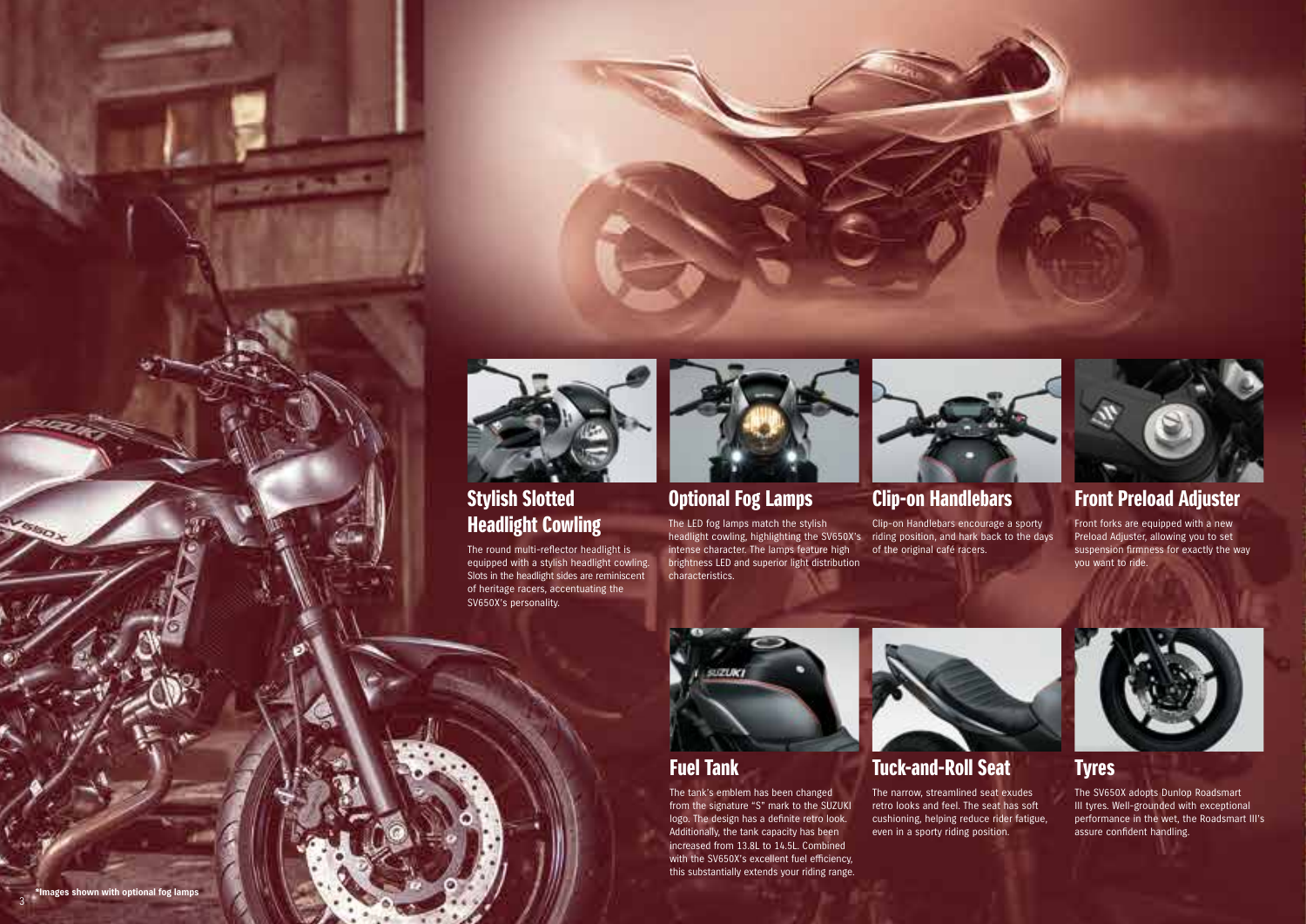## Stylish Slotted Headlight Cowling

The round multi-reflector headlight is equipped with a stylish headlight cowling. Slots in the headlight sides are reminiscent of heritage racers, accentuating the SV650X's personality.

## Optional Fog Lamps

The LED fog lamps match the stylish headlight cowling, highlighting the SV650X's intense character. The lamps feature high brightness LED and superior light distribution characteristics.

## Clip-on Handlebars

Clip-on Handlebars encourage a sporty riding position, and hark back to the days of the original café racers.

## Front Preload Adjuster

Front forks are equipped with a new Preload Adjuster, allowing you to set suspension firmness for exactly the way you want to ride.

## Fuel Tank

The tank's emblem has been changed from the signature "S" mark to the SUZUKI logo. The design has a definite retro look. Additionally, the tank capacity has been increased from 13.8L to 14.5L. Combined with the SV650X's excellent fuel efficiency, this substantially extends your riding range.

## Tuck-and-Roll Seat

The narrow, streamlined seat exudes retro looks and feel. The seat has soft cushioning, helping reduce rider fatigue, even in a sporty riding position.

## Tyres

The SV650X adopts Dunlop Roadsmart III tyres. Well-grounded with exceptional performance in the wet, the Roadsmart III's assure confident handling.

*Images shown with optional fog lamps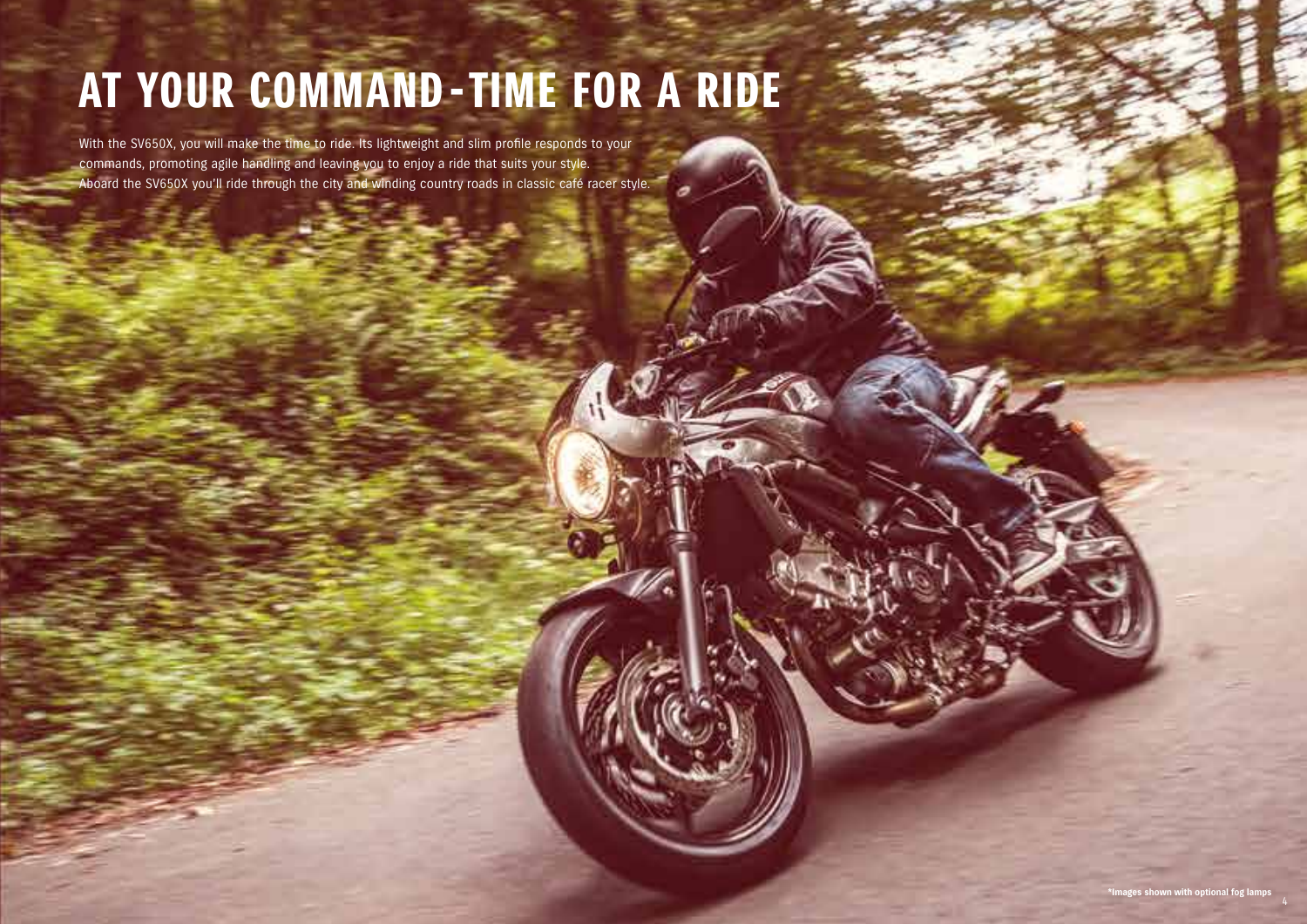# AT YOUR COMMAND - TIME FOR A RIDE

With the SV650X, you will make the time to ride. Its lightweight and slim profile responds to your commands, promoting agile handling and leaving you to enjoy a ride that suits your style. Aboard the SV650X you'll ride through the city and winding country roads in classic café racer style.

*Images shown with optional fog lamps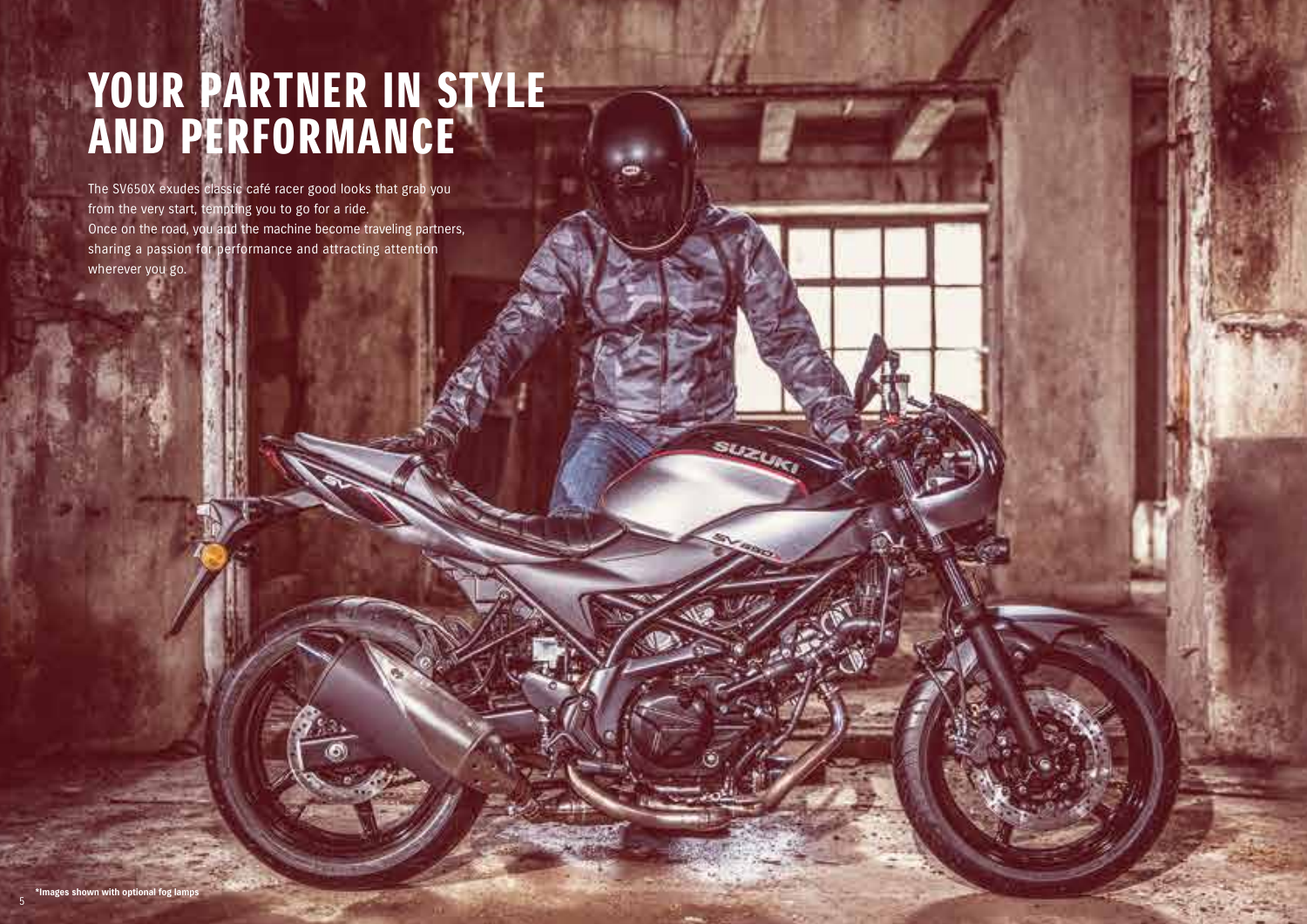# YOUR PARTNER IN STYLE AND PERFORMANCE

The SV650X exudes classic café racer good looks that grab you from the very start, tempting you to go for a ride.
Once on the road, you and the machine become traveling partners, sharing a passion for performance and attracting attention wherever you go.

**\*Images shown with optional fog lamps**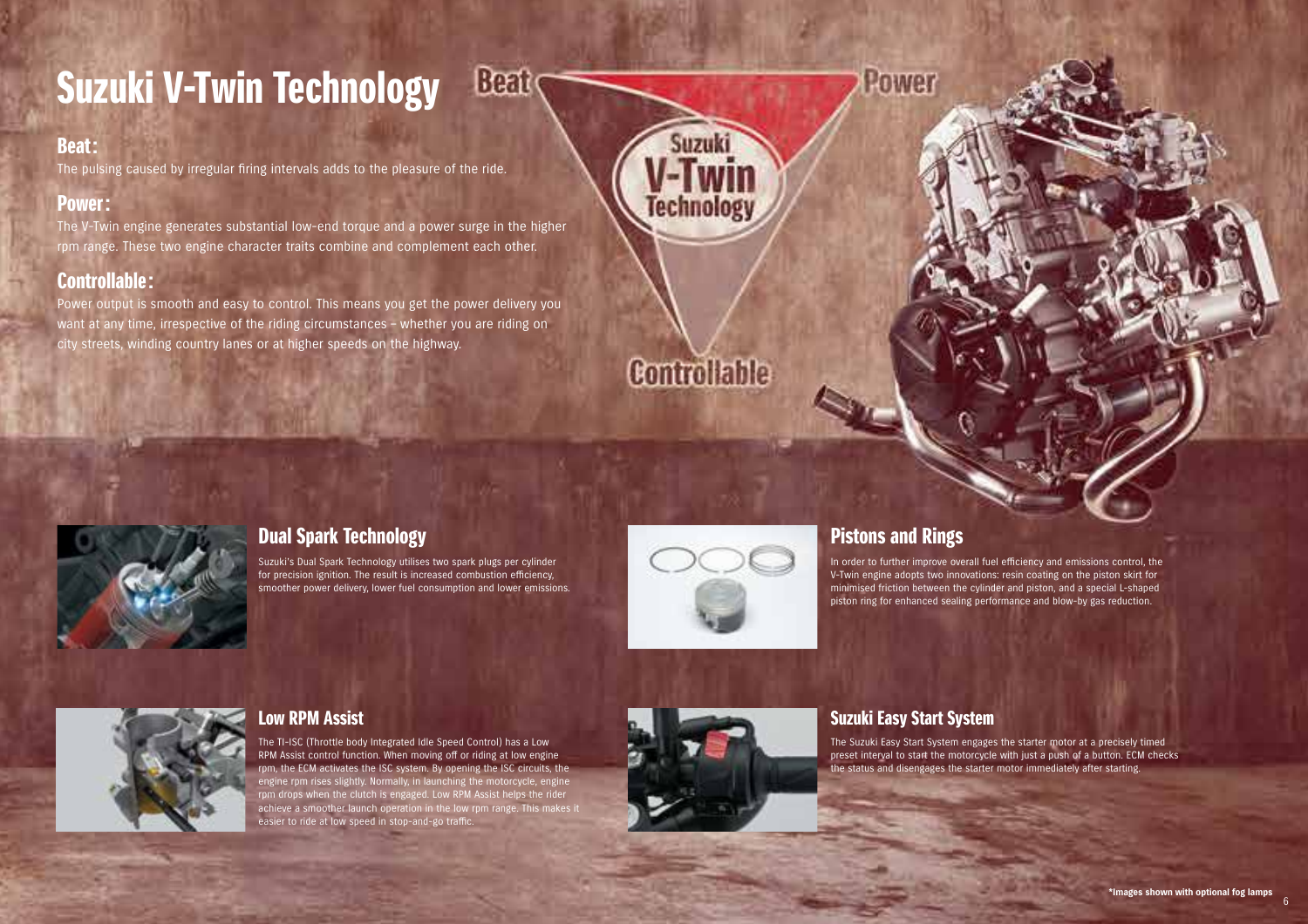# Suzuki V-Twin Technology

## Beat:

The pulsing caused by irregular firing intervals adds to the pleasure of the ride.

## Power:

The V-Twin engine generates substantial low-end torque and a power surge in the higher rpm range. These two engine character traits combine and complement each other.

## Controllable:

Power output is smooth and easy to control. This means you get the power delivery you want at any time, irrespective of the riding circumstances – whether you are riding on city streets, winding country lanes or at higher speeds on the highway.

Beat · Power · Controllable — Suzuki V-Twin Technology

## Dual Spark Technology

Suzuki's Dual Spark Technology utilises two spark plugs per cylinder for precision ignition. The result is increased combustion efficiency, smoother power delivery, lower fuel consumption and lower emissions.

## Pistons and Rings

In order to further improve overall fuel efficiency and emissions control, the V-Twin engine adopts two innovations: resin coating on the piston skirt for minimised friction between the cylinder and piston, and a special L-shaped piston ring for enhanced sealing performance and blow-by gas reduction.

## Low RPM Assist

The TI-ISC (Throttle body Integrated Idle Speed Control) has a Low RPM Assist control function. When moving off or riding at low engine rpm, the ECM activates the ISC system. By opening the ISC circuits, the engine rpm rises slightly. Normally, in launching the motorcycle, engine rpm drops when the clutch is engaged. Low RPM Assist helps the rider achieve a smoother launch operation in the low rpm range. This makes it easier to ride at low speed in stop-and-go traffic.

## Suzuki Easy Start System

The Suzuki Easy Start System engages the starter motor at a precisely timed preset interval to start the motorcycle with just a push of a button. ECM checks the status and disengages the starter motor immediately after starting.

**\*Images shown with optional fog lamps**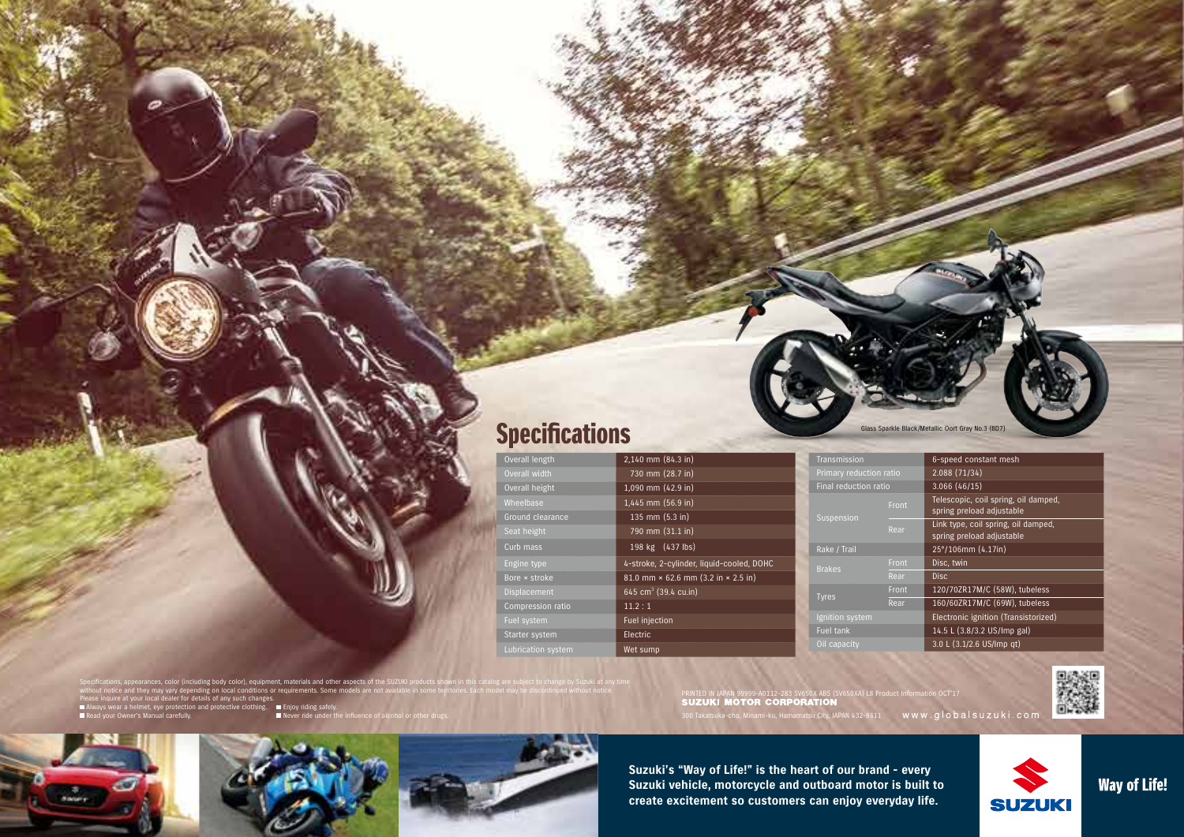## Specifications

Glass Sparkle Black/Metallic Oort Gray No.3 (BD7)

| | |
|---|---|
| Overall length | 2,140 mm (84.3 in) |
| Overall width | 730 mm (28.7 in) |
| Overall height | 1,090 mm (42.9 in) |
| Wheelbase | 1,445 mm (56.9 in) |
| Ground clearance | 135 mm (5.3 in) |
| Seat height | 790 mm (31.1 in) |
| Curb mass | 198 kg (437 lbs) |
| Engine type | 4-stroke, 2-cylinder, liquid-cooled, DOHC |
| Bore × stroke | 81.0 mm × 62.6 mm (3.2 in × 2.5 in) |
| Displacement | 645 cm$^3$ (39.4 cu.in) |
| Compression ratio | 11.2 : 1 |
| Fuel system | Fuel injection |
| Starter system | Electric |
| Lubrication system | Wet sump |

| | | |
|---|---|---|
| Transmission | | 6-speed constant mesh |
| Primary reduction ratio | | 2.088 (71/34) |
| Final reduction ratio | | 3.066 (46/15) |
| Suspension | Front | Telescopic, coil spring, oil damped, spring preload adjustable |
| | Rear | Link type, coil spring, oil damped, spring preload adjustable |
| Rake / Trail | | 25°/106mm (4.17in) |
| Brakes | Front | Disc, twin |
| | Rear | Disc |
| Tyres | Front | 120/70ZR17M/C (58W), tubeless |
| | Rear | 160/60ZR17M/C (69W), tubeless |
| Ignition system | | Electronic ignition (Transistorized) |
| Fuel tank | | 14.5 L (3.8/3.2 US/Imp gal) |
| Oil capacity | | 3.0 L (3.1/2.6 US/Imp qt) |

Specifications, appearances, color (including body color), equipment, materials and other aspects of the SUZUKI products shown in this catalog are subject to change by Suzuki at any time without notice and they may vary depending on local conditions or requirements. Some models are not available in some territories. Each model may be discontinued without notice. Please inquire at your local dealer for details of any such changes.

- Always wear a helmet, eye protection and protective clothing.
- Enjoy riding safely.
- Read your Owner's Manual carefully.
- Never ride under the influence of alcohol or other drugs.

PRINTED IN JAPAN 99999-A0112-283 SV650X ABS (SV650XA) L8 Product Information OCT'17

**SUZUKI MOTOR CORPORATION**

300 Takatsuka-cho, Minami-ku, Hamamatsu City, JAPAN 432-8611

www.globalsuzuki.com

**Suzuki's "Way of Life!" is the heart of our brand - every Suzuki vehicle, motorcycle and outboard motor is built to create excitement so customers can enjoy everyday life.**

SUZUKI

**Way of Life!**